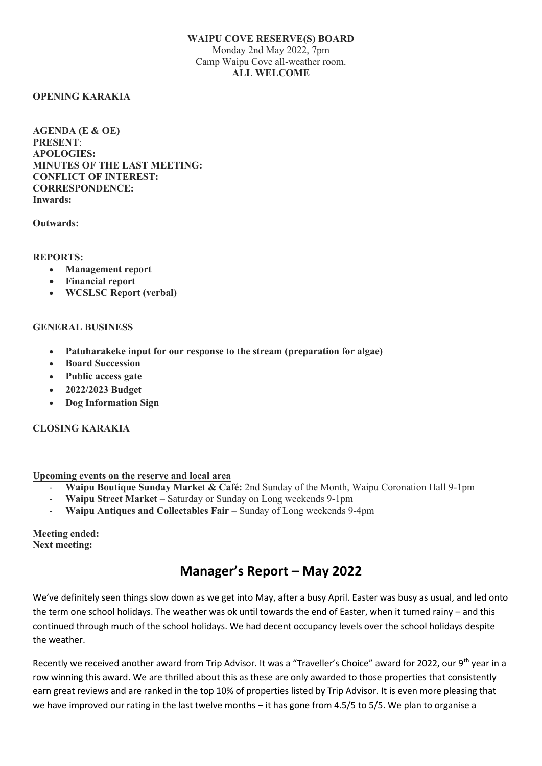**WAIPU COVE RESERVE(S) BOARD**
Monday 2nd May 2022, 7pm
Camp Waipu Cove all-weather room.
**ALL WELCOME**

**OPENING KARAKIA**

**AGENDA (E & OE)**
**PRESENT**:
**APOLOGIES:**
**MINUTES OF THE LAST MEETING:**
**CONFLICT OF INTEREST:**
**CORRESPONDENCE:**
**Inwards:**

**Outwards:**

**REPORTS:**

- **Management report**
- **Financial report**
- **WCSLSC Report (verbal)**

**GENERAL BUSINESS**

- **Patuharakeke input for our response to the stream (preparation for algae)**
- **Board Succession**
- **Public access gate**
- **2022/2023 Budget**
- **Dog Information Sign**

**CLOSING KARAKIA**

**Upcoming events on the reserve and local area**

- **Waipu Boutique Sunday Market & Café:** 2nd Sunday of the Month, Waipu Coronation Hall 9-1pm
- **Waipu Street Market** – Saturday or Sunday on Long weekends 9-1pm
- **Waipu Antiques and Collectables Fair** – Sunday of Long weekends 9-4pm

**Meeting ended:**
**Next meeting:**

# Manager's Report – May 2022

We've definitely seen things slow down as we get into May, after a busy April. Easter was busy as usual, and led onto the term one school holidays. The weather was ok until towards the end of Easter, when it turned rainy – and this continued through much of the school holidays. We had decent occupancy levels over the school holidays despite the weather.

Recently we received another award from Trip Advisor. It was a "Traveller's Choice" award for 2022, our 9th year in a row winning this award. We are thrilled about this as these are only awarded to those properties that consistently earn great reviews and are ranked in the top 10% of properties listed by Trip Advisor. It is even more pleasing that we have improved our rating in the last twelve months – it has gone from 4.5/5 to 5/5. We plan to organise a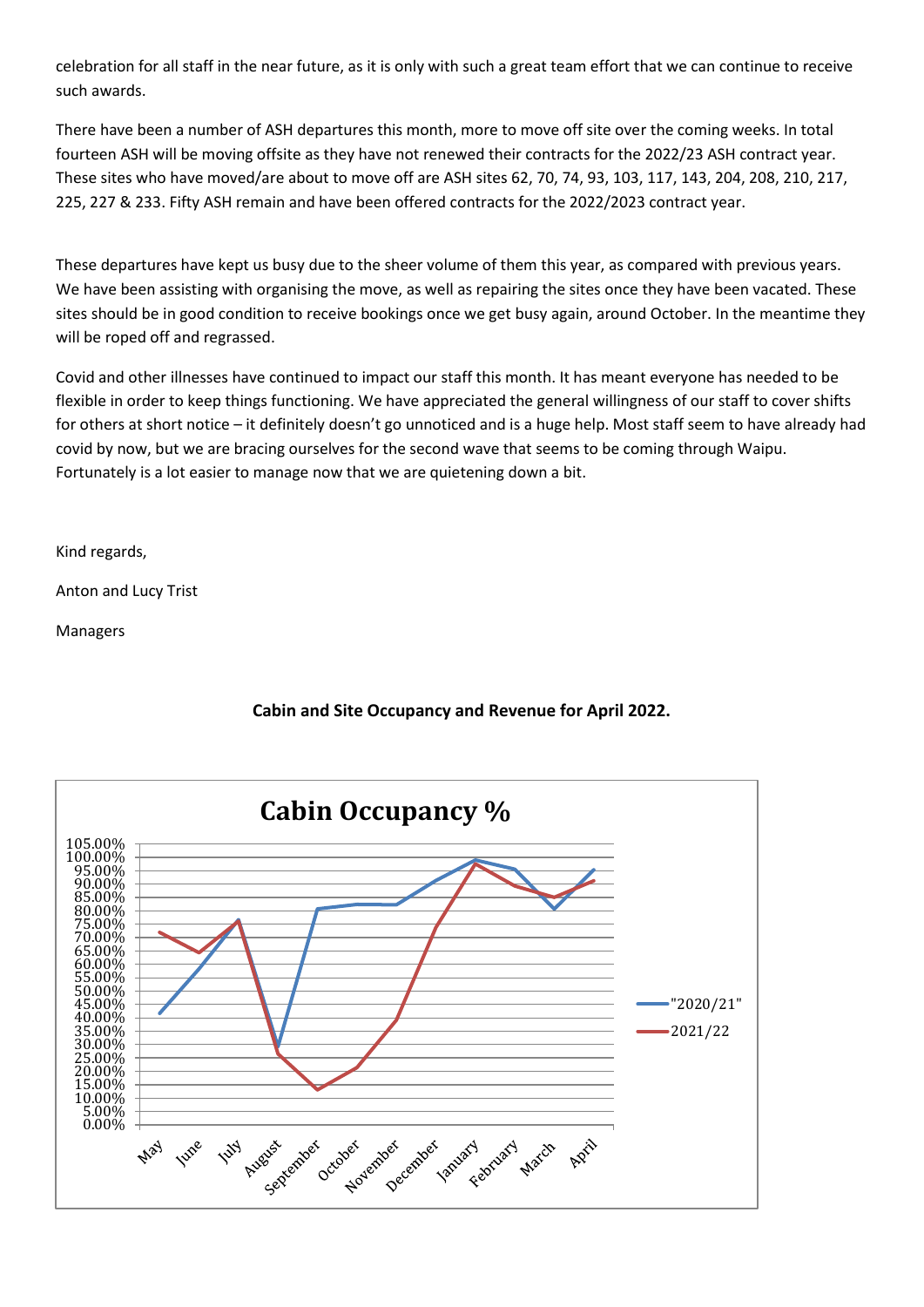celebration for all staff in the near future, as it is only with such a great team effort that we can continue to receive such awards.

There have been a number of ASH departures this month, more to move off site over the coming weeks. In total fourteen ASH will be moving offsite as they have not renewed their contracts for the 2022/23 ASH contract year. These sites who have moved/are about to move off are ASH sites 62, 70, 74, 93, 103, 117, 143, 204, 208, 210, 217, 225, 227 & 233. Fifty ASH remain and have been offered contracts for the 2022/2023 contract year.

These departures have kept us busy due to the sheer volume of them this year, as compared with previous years. We have been assisting with organising the move, as well as repairing the sites once they have been vacated. These sites should be in good condition to receive bookings once we get busy again, around October. In the meantime they will be roped off and regrassed.

Covid and other illnesses have continued to impact our staff this month. It has meant everyone has needed to be flexible in order to keep things functioning. We have appreciated the general willingness of our staff to cover shifts for others at short notice – it definitely doesn't go unnoticed and is a huge help. Most staff seem to have already had covid by now, but we are bracing ourselves for the second wave that seems to be coming through Waipu. Fortunately is a lot easier to manage now that we are quietening down a bit.

Kind regards,

Anton and Lucy Trist

Managers

**Cabin and Site Occupancy and Revenue for April 2022.**

**Cabin Occupancy %**

Legend: "2020/21", 2021/22

Y-axis: 0.00% to 105.00%

X-axis: May, June, July, August, September, October, November, December, January, February, March, April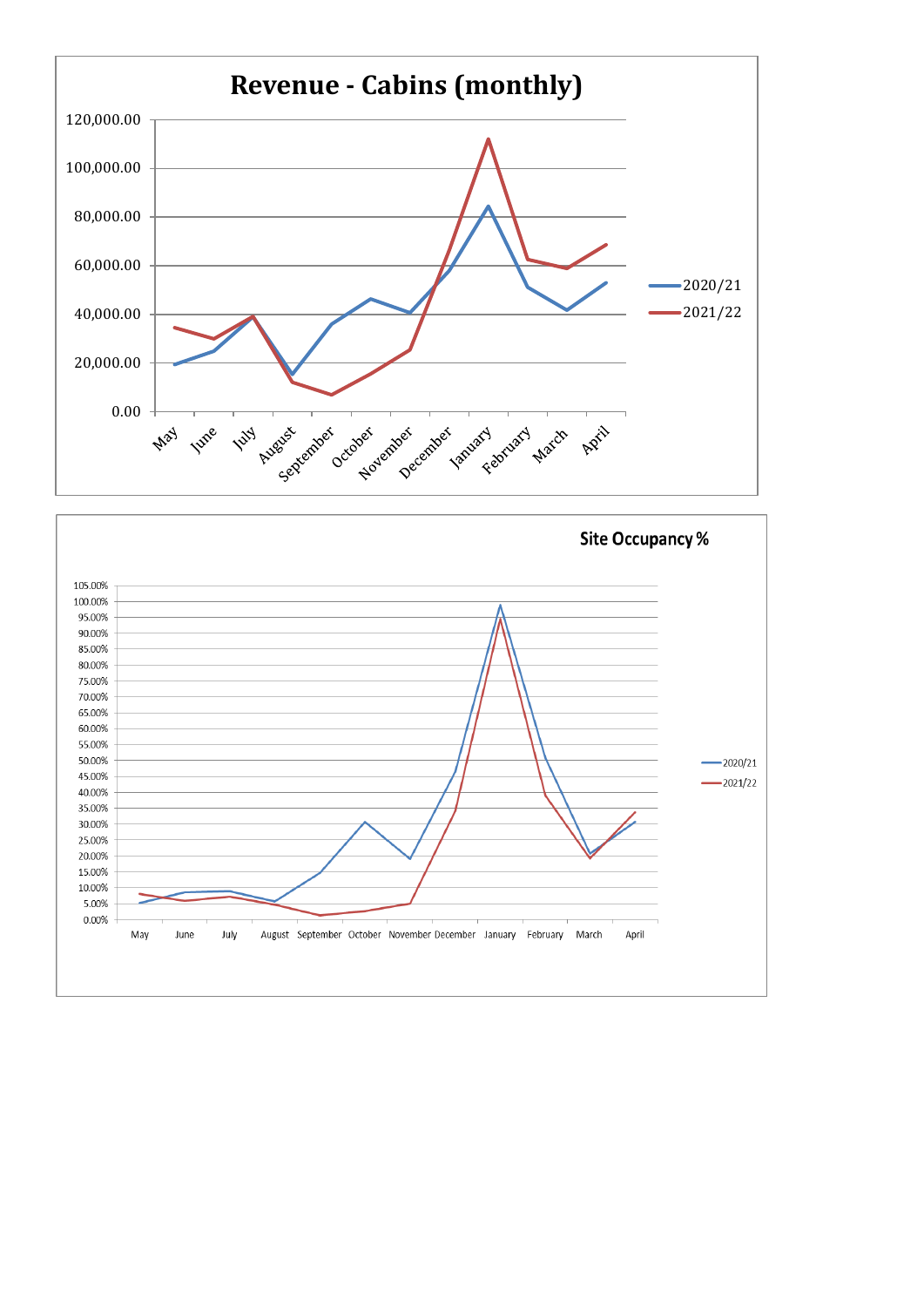## Revenue - Cabins (monthly)

Y-axis: 0.00 – 120,000.00

X-axis: May, June, July, August, September, October, November, December, January, February, March, April

Legend: 2020/21, 2021/22

## Site Occupancy %

Y-axis: 0.00% – 105.00%

X-axis: May, June, July, August, September, October, November, December, January, February, March, April

Legend: 2020/21, 2021/22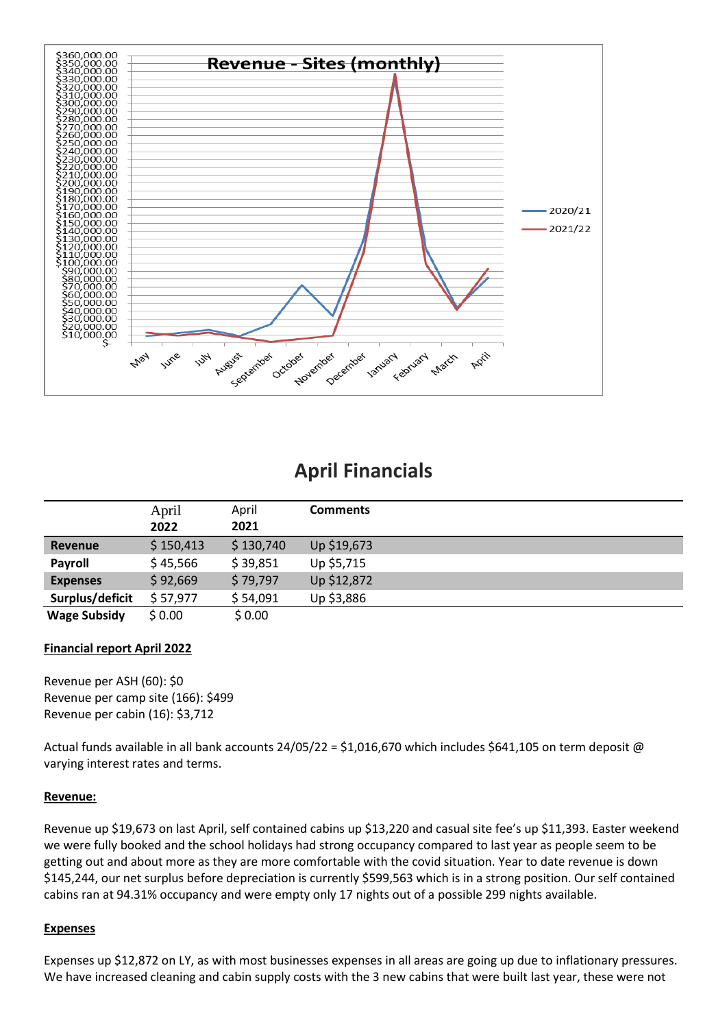**Revenue - Sites (monthly)**

## April Financials

| | April 2022 | April 2021 | Comments |
|---|---|---|---|
| **Revenue** | $ 150,413 | $ 130,740 | Up $19,673 |
| **Payroll** | $ 45,566 | $ 39,851 | Up $5,715 |
| **Expenses** | $ 92,669 | $ 79,797 | Up $12,872 |
| **Surplus/deficit** | $ 57,977 | $ 54,091 | Up $3,886 |
| **Wage Subsidy** | $ 0.00 | $ 0.00 | |

**Financial report April 2022**

Revenue per ASH (60): $0
Revenue per camp site (166): $499
Revenue per cabin (16): $3,712

Actual funds available in all bank accounts 24/05/22 = $1,016,670 which includes $641,105 on term deposit @ varying interest rates and terms.

**Revenue:**

Revenue up $19,673 on last April, self contained cabins up $13,220 and casual site fee's up $11,393. Easter weekend we were fully booked and the school holidays had strong occupancy compared to last year as people seem to be getting out and about more as they are more comfortable with the covid situation. Year to date revenue is down $145,244, our net surplus before depreciation is currently $599,563 which is in a strong position. Our self contained cabins ran at 94.31% occupancy and were empty only 17 nights out of a possible 299 nights available.

**Expenses**

Expenses up $12,872 on LY, as with most businesses expenses in all areas are going up due to inflationary pressures. We have increased cleaning and cabin supply costs with the 3 new cabins that were built last year, these were not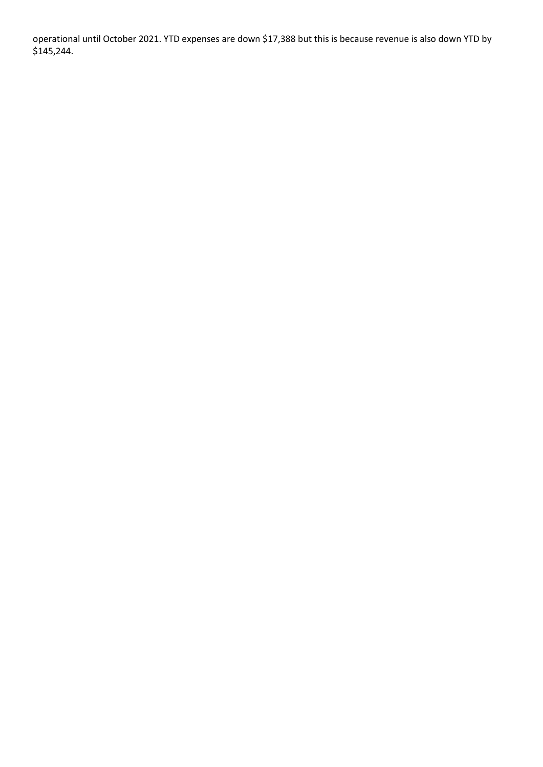operational until October 2021. YTD expenses are down $17,388 but this is because revenue is also down YTD by $145,244.